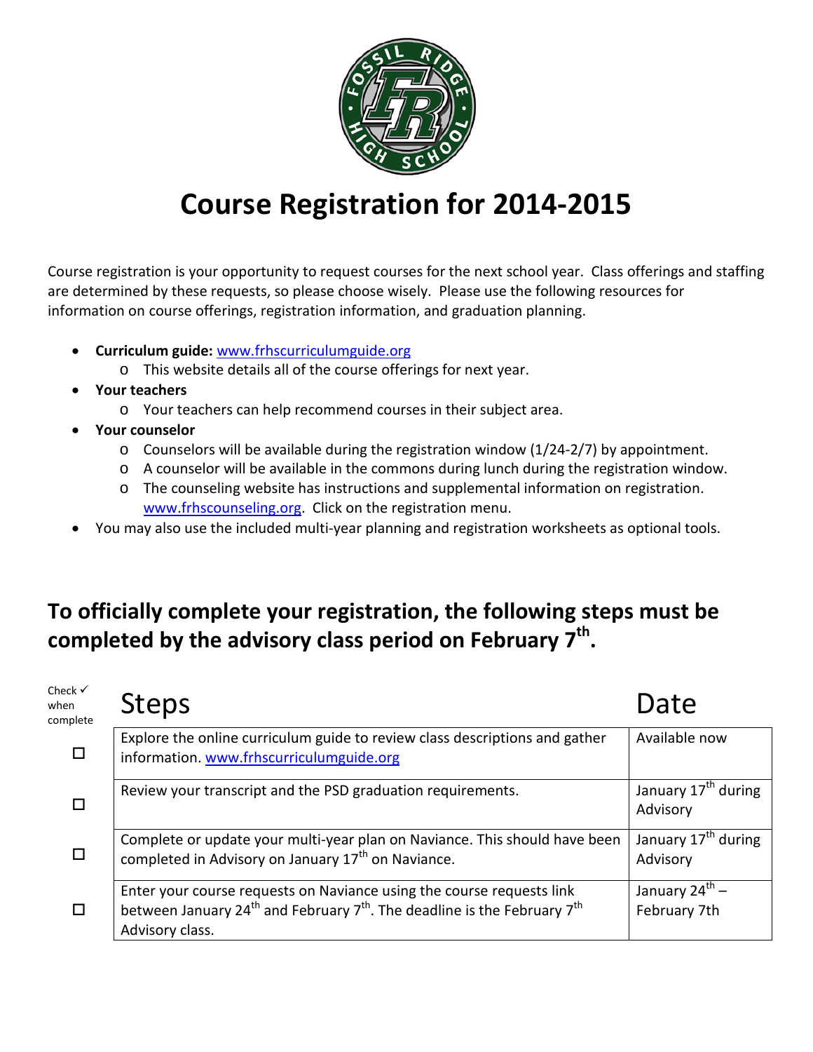# Course Registration for 2014-2015

Course registration is your opportunity to request courses for the next school year. Class offerings and staffing are determined by these requests, so please choose wisely. Please use the following resources for information on course offerings, registration information, and graduation planning.

- **Curriculum guide:** www.frhscurriculumguide.org
  - This website details all of the course offerings for next year.
- **Your teachers**
  - Your teachers can help recommend courses in their subject area.
- **Your counselor**
  - Counselors will be available during the registration window (1/24-2/7) by appointment.
  - A counselor will be available in the commons during lunch during the registration window.
  - The counseling website has instructions and supplemental information on registration. www.frhscounseling.org. Click on the registration menu.
- You may also use the included multi-year planning and registration worksheets as optional tools.

## To officially complete your registration, the following steps must be completed by the advisory class period on February 7th.

| Check ✓ when complete | Steps | Date |
| --- | --- | --- |
| ☐ | Explore the online curriculum guide to review class descriptions and gather information. www.frhscurriculumguide.org | Available now |
| ☐ | Review your transcript and the PSD graduation requirements. | January 17th during Advisory |
| ☐ | Complete or update your multi-year plan on Naviance. This should have been completed in Advisory on January 17th on Naviance. | January 17th during Advisory |
| ☐ | Enter your course requests on Naviance using the course requests link between January 24th and February 7th. The deadline is the February 7th Advisory class. | January 24th – February 7th |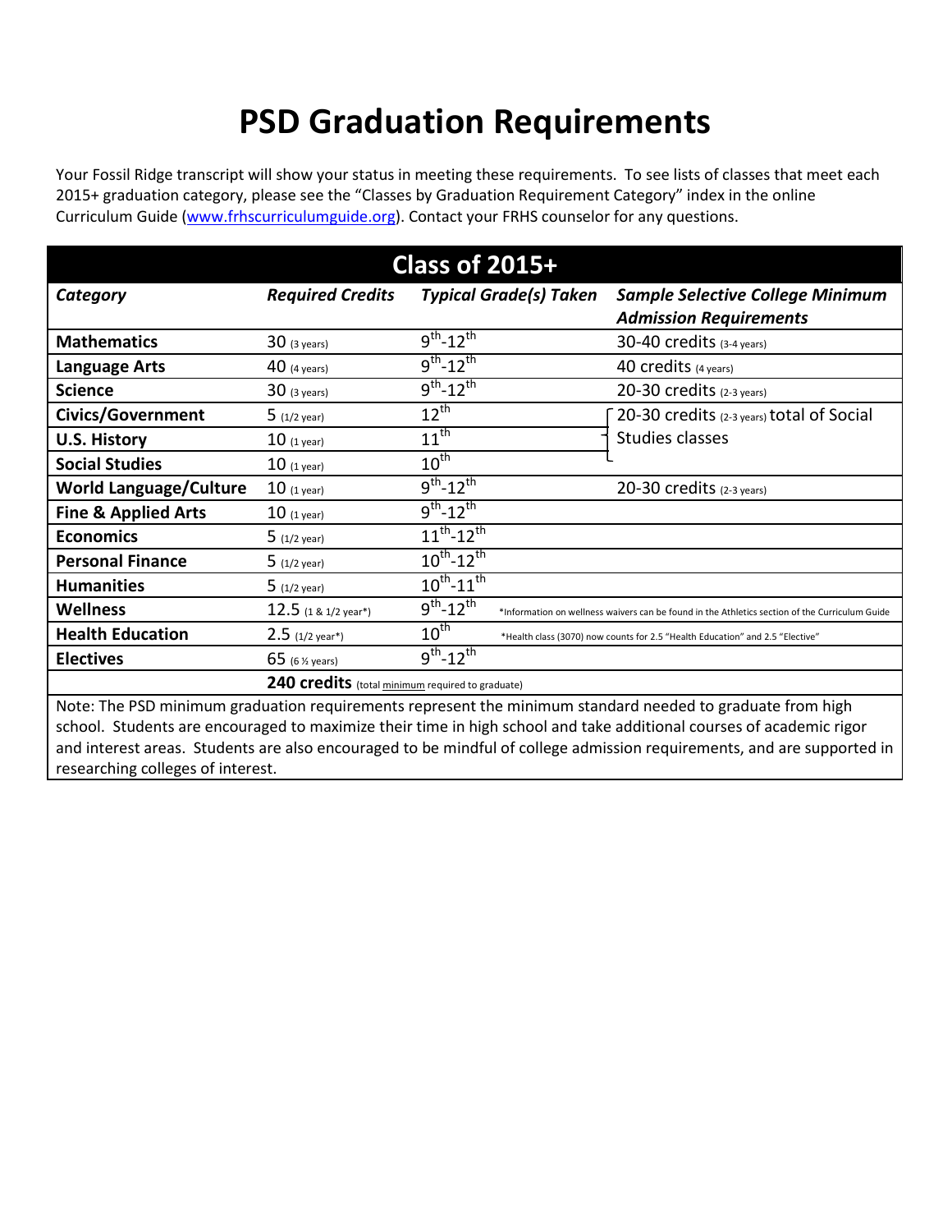# PSD Graduation Requirements

Your Fossil Ridge transcript will show your status in meeting these requirements. To see lists of classes that meet each 2015+ graduation category, please see the "Classes by Graduation Requirement Category" index in the online Curriculum Guide ([www.frhscurriculumguide.org](http://www.frhscurriculumguide.org)). Contact your FRHS counselor for any questions.

| Class of 2015+ | | | |
|---|---|---|---|
| ***Category*** | ***Required Credits*** | ***Typical Grade(s) Taken*** | ***Sample Selective College Minimum Admission Requirements*** |
| **Mathematics** | 30 (3 years) | 9th-12th | 30-40 credits (3-4 years) |
| **Language Arts** | 40 (4 years) | 9th-12th | 40 credits (4 years) |
| **Science** | 30 (3 years) | 9th-12th | 20-30 credits (2-3 years) |
| **Civics/Government** | 5 (1/2 year) | 12th | 20-30 credits (2-3 years) total of Social Studies classes |
| **U.S. History** | 10 (1 year) | 11th | |
| **Social Studies** | 10 (1 year) | 10th | |
| **World Language/Culture** | 10 (1 year) | 9th-12th | 20-30 credits (2-3 years) |
| **Fine & Applied Arts** | 10 (1 year) | 9th-12th | |
| **Economics** | 5 (1/2 year) | 11th-12th | |
| **Personal Finance** | 5 (1/2 year) | 10th-12th | |
| **Humanities** | 5 (1/2 year) | 10th-11th | |
| **Wellness** | 12.5 (1 & 1/2 year*) | 9th-12th | *Information on wellness waivers can be found in the Athletics section of the Curriculum Guide |
| **Health Education** | 2.5 (1/2 year*) | 10th | *Health class (3070) now counts for 2.5 "Health Education" and 2.5 "Elective" |
| **Electives** | 65 (6 ½ years) | 9th-12th | |
| | **240 credits** (total minimum required to graduate) | | |

Note: The PSD minimum graduation requirements represent the minimum standard needed to graduate from high school. Students are encouraged to maximize their time in high school and take additional courses of academic rigor and interest areas. Students are also encouraged to be mindful of college admission requirements, and are supported in researching colleges of interest.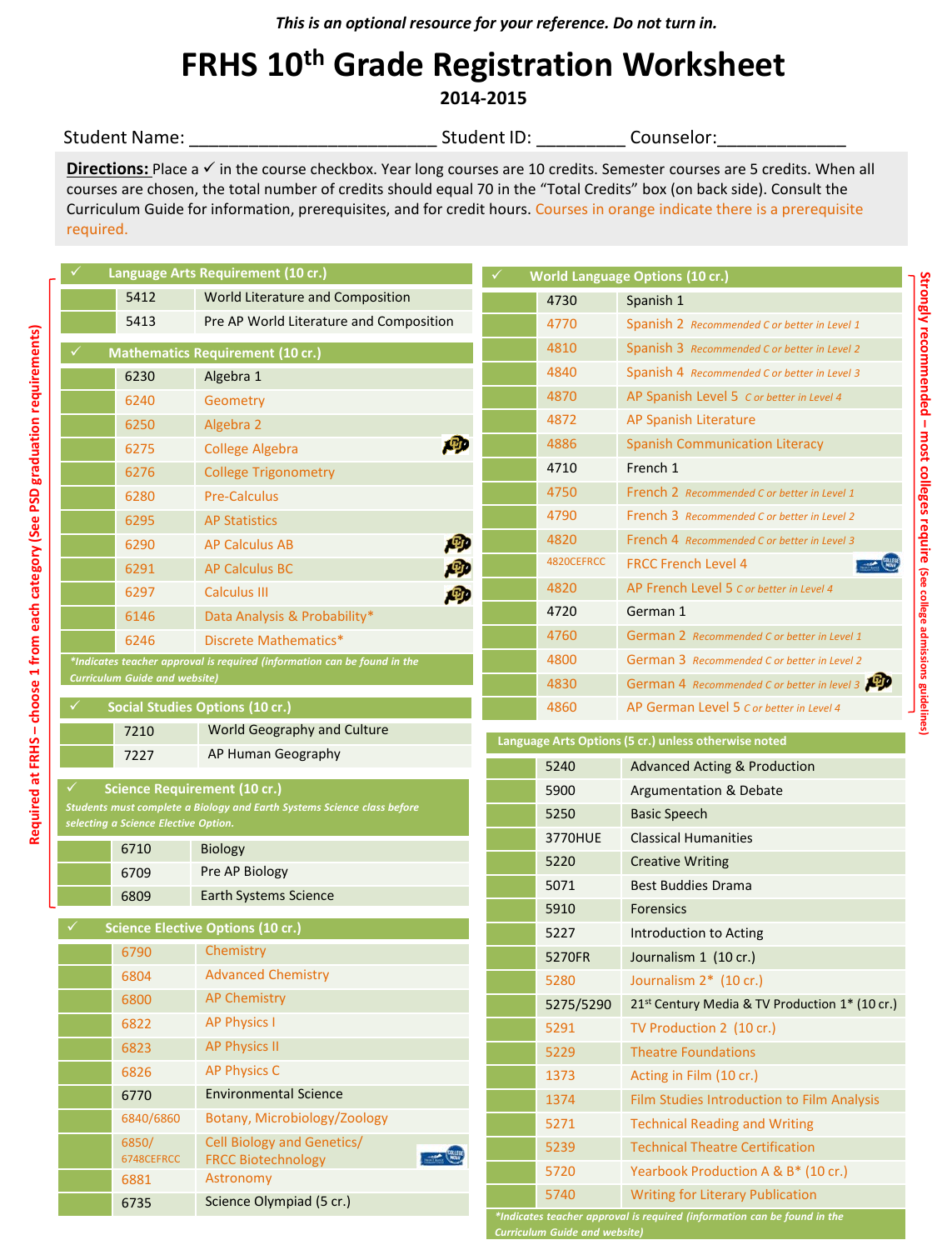*This is an optional resource for your reference. Do not turn in.*

# FRHS 10th Grade Registration Worksheet

**2014-2015**

Student Name: ________________________ Student ID: _________ Counselor:_____________

**Directions:** Place a ✓ in the course checkbox. Year long courses are 10 credits. Semester courses are 5 credits. When all courses are chosen, the total number of credits should equal 70 in the "Total Credits" box (on back side). Consult the Curriculum Guide for information, prerequisites, and for credit hours. Courses in orange indicate there is a prerequisite required.

**Required at FRHS – choose 1 from each category (See PSD graduation requirements)**

## ✓ Language Arts Requirement (10 cr.)

| ✓ | Code | Course |
|---|---|---|
| | 5412 | World Literature and Composition |
| | 5413 | Pre AP World Literature and Composition |

## ✓ Mathematics Requirement (10 cr.)

| ✓ | Code | Course |
|---|---|---|
| | 6230 | Algebra 1 |
| | 6240 | Geometry |
| | 6250 | Algebra 2 |
| | 6275 | College Algebra |
| | 6276 | College Trigonometry |
| | 6280 | Pre-Calculus |
| | 6295 | AP Statistics |
| | 6290 | AP Calculus AB |
| | 6291 | AP Calculus BC |
| | 6297 | Calculus III |
| | 6146 | Data Analysis & Probability* |
| | 6246 | Discrete Mathematics* |

*Indicates teacher approval is required (information can be found in the Curriculum Guide and website)*

## ✓ Social Studies Options (10 cr.)

| ✓ | Code | Course |
|---|---|---|
| | 7210 | World Geography and Culture |
| | 7227 | AP Human Geography |

## ✓ Science Requirement (10 cr.)

*Students must complete a Biology and Earth Systems Science class before selecting a Science Elective Option.*

| ✓ | Code | Course |
|---|---|---|
| | 6710 | Biology |
| | 6709 | Pre AP Biology |
| | 6809 | Earth Systems Science |

## ✓ Science Elective Options (10 cr.)

| ✓ | Code | Course |
|---|---|---|
| | 6790 | Chemistry |
| | 6804 | Advanced Chemistry |
| | 6800 | AP Chemistry |
| | 6822 | AP Physics I |
| | 6823 | AP Physics II |
| | 6826 | AP Physics C |
| | 6770 | Environmental Science |
| | 6840/6860 | Botany, Microbiology/Zoology |
| | 6850/ 6748CEFRCC | Cell Biology and Genetics/ FRCC Biotechnology |
| | 6881 | Astronomy |
| | 6735 | Science Olympiad (5 cr.) |

**Strongly recommended – most colleges require (See college admissions guidelines)**

## ✓ World Language Options (10 cr.)

| ✓ | Code | Course |
|---|---|---|
| | 4730 | Spanish 1 |
| | 4770 | Spanish 2 *Recommended C or better in Level 1* |
| | 4810 | Spanish 3 *Recommended C or better in Level 2* |
| | 4840 | Spanish 4 *Recommended C or better in Level 3* |
| | 4870 | AP Spanish Level 5 *C or better in Level 4* |
| | 4872 | AP Spanish Literature |
| | 4886 | Spanish Communication Literacy |
| | 4710 | French 1 |
| | 4750 | French 2 *Recommended C or better in Level 1* |
| | 4790 | French 3 *Recommended C or better in Level 2* |
| | 4820 | French 4 *Recommended C or better in Level 3* |
| | 4820CEFRCC | FRCC French Level 4 |
| | 4820 | AP French Level 5 *C or better in Level 4* |
| | 4720 | German 1 |
| | 4760 | German 2 *Recommended C or better in Level 1* |
| | 4800 | German 3 *Recommended C or better in Level 2* |
| | 4830 | German 4 *Recommended C or better in level 3* |
| | 4860 | AP German Level 5 *C or better in Level 4* |

## Language Arts Options (5 cr.) unless otherwise noted

| ✓ | Code | Course |
|---|---|---|
| | 5240 | Advanced Acting & Production |
| | 5900 | Argumentation & Debate |
| | 5250 | Basic Speech |
| | 3770HUE | Classical Humanities |
| | 5220 | Creative Writing |
| | 5071 | Best Buddies Drama |
| | 5910 | Forensics |
| | 5227 | Introduction to Acting |
| | 5270FR | Journalism 1 (10 cr.) |
| | 5280 | Journalism 2* (10 cr.) |
| | 5275/5290 | 21st Century Media & TV Production 1* (10 cr.) |
| | 5291 | TV Production 2 (10 cr.) |
| | 5229 | Theatre Foundations |
| | 1373 | Acting in Film (10 cr.) |
| | 1374 | Film Studies Introduction to Film Analysis |
| | 5271 | Technical Reading and Writing |
| | 5239 | Technical Theatre Certification |
| | 5720 | Yearbook Production A & B* (10 cr.) |
| | 5740 | Writing for Literary Publication |

*Indicates teacher approval is required (information can be found in the Curriculum Guide and website)*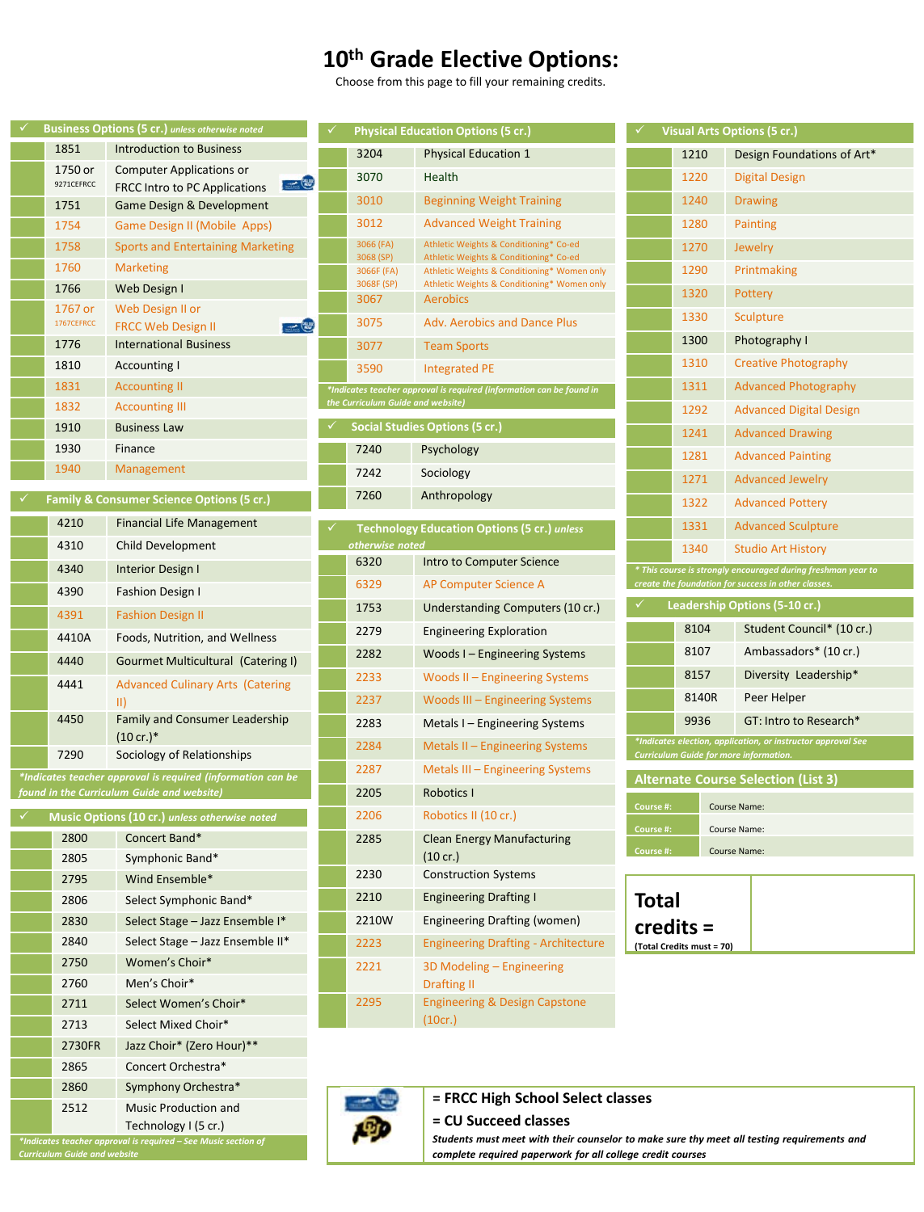# 10th Grade Elective Options:

Choose from this page to fill your remaining credits.

## ✓ Business Options (5 cr.) *unless otherwise noted*

| | # | Course |
|---|---|---|
| | 1851 | Introduction to Business |
| | 1750 or 9271CEFRCC | Computer Applications or FRCC Intro to PC Applications |
| | 1751 | Game Design & Development |
| | 1754 | Game Design II (Mobile Apps) |
| | 1758 | Sports and Entertaining Marketing |
| | 1760 | Marketing |
| | 1766 | Web Design I |
| | 1767 or 1767CEFRCC | Web Design II or FRCC Web Design II |
| | 1776 | International Business |
| | 1810 | Accounting I |
| | 1831 | Accounting II |
| | 1832 | Accounting III |
| | 1910 | Business Law |
| | 1930 | Finance |
| | 1940 | Management |

## ✓ Family & Consumer Science Options (5 cr.)

| | # | Course |
|---|---|---|
| | 4210 | Financial Life Management |
| | 4310 | Child Development |
| | 4340 | Interior Design I |
| | 4390 | Fashion Design I |
| | 4391 | Fashion Design II |
| | 4410A | Foods, Nutrition, and Wellness |
| | 4440 | Gourmet Multicultural (Catering I) |
| | 4441 | Advanced Culinary Arts (Catering II) |
| | 4450 | Family and Consumer Leadership (10 cr.)* |
| | 7290 | Sociology of Relationships |

*\*Indicates teacher approval is required (information can be found in the Curriculum Guide and website)*

## ✓ Music Options (10 cr.) *unless otherwise noted*

| | # | Course |
|---|---|---|
| | 2800 | Concert Band* |
| | 2805 | Symphonic Band* |
| | 2795 | Wind Ensemble* |
| | 2806 | Select Symphonic Band* |
| | 2830 | Select Stage – Jazz Ensemble I* |
| | 2840 | Select Stage – Jazz Ensemble II* |
| | 2750 | Women's Choir* |
| | 2760 | Men's Choir* |
| | 2711 | Select Women's Choir* |
| | 2713 | Select Mixed Choir* |
| | 2730FR | Jazz Choir* (Zero Hour)** |
| | 2865 | Concert Orchestra* |
| | 2860 | Symphony Orchestra* |
| | 2512 | Music Production and Technology I (5 cr.) |

*\*Indicates teacher approval is required – See Music section of Curriculum Guide and website*

## ✓ Physical Education Options (5 cr.)

| | # | Course |
|---|---|---|
| | 3204 | Physical Education 1 |
| | 3070 | Health |
| | 3010 | Beginning Weight Training |
| | 3012 | Advanced Weight Training |
| | 3066 (FA) | Athletic Weights & Conditioning* Co-ed |
| | 3068 (SP) | Athletic Weights & Conditioning* Co-ed |
| | 3066F (FA) | Athletic Weights & Conditioning* Women only |
| | 3068F (SP) | Athletic Weights & Conditioning* Women only |
| | 3067 | Aerobics |
| | 3075 | Adv. Aerobics and Dance Plus |
| | 3077 | Team Sports |
| | 3590 | Integrated PE |

*\*Indicates teacher approval is required (information can be found in the Curriculum Guide and website)*

## ✓ Social Studies Options (5 cr.)

| | # | Course |
|---|---|---|
| | 7240 | Psychology |
| | 7242 | Sociology |
| | 7260 | Anthropology |

## ✓ Technology Education Options (5 cr.) *unless otherwise noted*

| | # | Course |
|---|---|---|
| | 6320 | Intro to Computer Science |
| | 6329 | AP Computer Science A |
| | 1753 | Understanding Computers (10 cr.) |
| | 2279 | Engineering Exploration |
| | 2282 | Woods I – Engineering Systems |
| | 2233 | Woods II – Engineering Systems |
| | 2237 | Woods III – Engineering Systems |
| | 2283 | Metals I – Engineering Systems |
| | 2284 | Metals II – Engineering Systems |
| | 2287 | Metals III – Engineering Systems |
| | 2205 | Robotics I |
| | 2206 | Robotics II (10 cr.) |
| | 2285 | Clean Energy Manufacturing (10 cr.) |
| | 2230 | Construction Systems |
| | 2210 | Engineering Drafting I |
| | 2210W | Engineering Drafting (women) |
| | 2223 | Engineering Drafting - Architecture |
| | 2221 | 3D Modeling – Engineering Drafting II |
| | 2295 | Engineering & Design Capstone (10cr.) |

## ✓ Visual Arts Options (5 cr.)

| | # | Course |
|---|---|---|
| | 1210 | Design Foundations of Art* |
| | 1220 | Digital Design |
| | 1240 | Drawing |
| | 1280 | Painting |
| | 1270 | Jewelry |
| | 1290 | Printmaking |
| | 1320 | Pottery |
| | 1330 | Sculpture |
| | 1300 | Photography I |
| | 1310 | Creative Photography |
| | 1311 | Advanced Photography |
| | 1292 | Advanced Digital Design |
| | 1241 | Advanced Drawing |
| | 1281 | Advanced Painting |
| | 1271 | Advanced Jewelry |
| | 1322 | Advanced Pottery |
| | 1331 | Advanced Sculpture |
| | 1340 | Studio Art History |

*\* This course is strongly encouraged during freshman year to create the foundation for success in other classes.*

## ✓ Leadership Options (5-10 cr.)

| | # | Course |
|---|---|---|
| | 8104 | Student Council* (10 cr.) |
| | 8107 | Ambassadors* (10 cr.) |
| | 8157 | Diversity Leadership* |
| | 8140R | Peer Helper |
| | 9936 | GT: Intro to Research* |

*\*Indicates election, application, or instructor approval See Curriculum Guide for more information.*

## Alternate Course Selection (List 3)

| Course #: | Course Name: |
|---|---|
| Course #: | Course Name: |
| Course #: | Course Name: |

| **Total credits =** (Total Credits must = 70) | |
|---|---|

**= FRCC High School Select classes**

**= CU Succeed classes**

***Students must meet with their counselor to make sure thy meet all testing requirements and complete required paperwork for all college credit courses***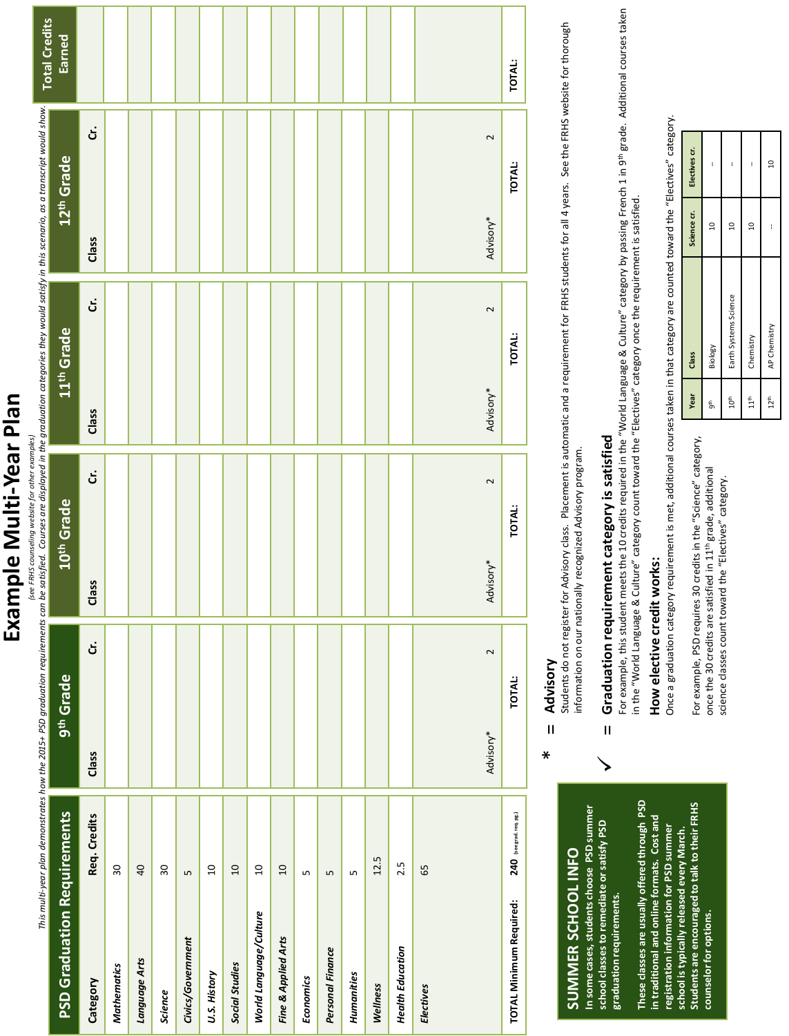# Example Multi-Year Plan

*(see FRHS counseling website for other examples)*

*This multi-year plan demonstrates how the 2015+ PSD graduation requirements can be satisfied. Courses are displayed in the graduation categories they would satisfy in this scenario, as a transcript would show.*

| PSD Graduation Requirements | | 9th Grade | | 10th Grade | | 11th Grade | | 12th Grade | | Total Credits Earned |
|---|---|---|---|---|---|---|---|---|---|---|
| Category | Req. Credits | Class | Cr. | Class | Cr. | Class | Cr. | Class | Cr. | |
| *Mathematics* | 30 | | | | | | | | | |
| *Language Arts* | 40 | | | | | | | | | |
| *Science* | 30 | | | | | | | | | |
| *Civics/Government* | 5 | | | | | | | | | |
| *U.S. History* | 10 | | | | | | | | | |
| *Social Studies* | 10 | | | | | | | | | |
| *World Language/Culture* | 10 | | | | | | | | | |
| *Fine & Applied Arts* | 10 | | | | | | | | | |
| *Economics* | 5 | | | | | | | | | |
| *Personal Finance* | 5 | | | | | | | | | |
| *Humanities* | 5 | | | | | | | | | |
| *Wellness* | 12.5 | | | | | | | | | |
| *Health Education* | 2.5 | | | | | | | | | |
| *Electives* | 65 | Advisory* | 2 | Advisory* | 2 | Advisory* | 2 | Advisory* | 2 | |
| TOTAL Minimum Required: | 240 (see grad. req. pg.) | TOTAL: | | TOTAL: | | TOTAL: | | TOTAL: | | TOTAL: |

**SUMMER SCHOOL INFO**

**In some cases, students choose PSD summer school classes to remediate or satisfy PSD graduation requirements.**

**These classes are usually offered through PSD in traditional and online formats. Cost and registration information for PSD summer school is typically released every March. Students are encouraged to talk to their FRHS counselor for options.**

\* = **Advisory**

Students do not register for Advisory class. Placement is automatic and a requirement for FRHS students for all 4 years. See the FRHS website for thorough information on our nationally recognized Advisory program.

✓ = **Graduation requirement category is satisfied**

For example, this student meets the 10 credits required in the "World Language & Culture" category by passing French 1 in 9th grade. Additional courses taken in the "World Language & Culture" category count toward the "Electives" category once the requirement is satisfied.

**How elective credit works:**

Once a graduation category requirement is met, additional courses taken in that category are counted toward the "Electives" category.

For example, PSD requires 30 credits in the "Science" category, once the 30 credits are satisfied in 11th grade, additional science classes count toward the "Electives" category.

| Year | Class | Science cr. | Electives cr. |
|---|---|---|---|
| 9th | Biology | 10 | -- |
| 10th | Earth Systems Science | 10 | -- |
| 11th | Chemistry | 10 | -- |
| 12th | AP Chemistry | -- | 10 |